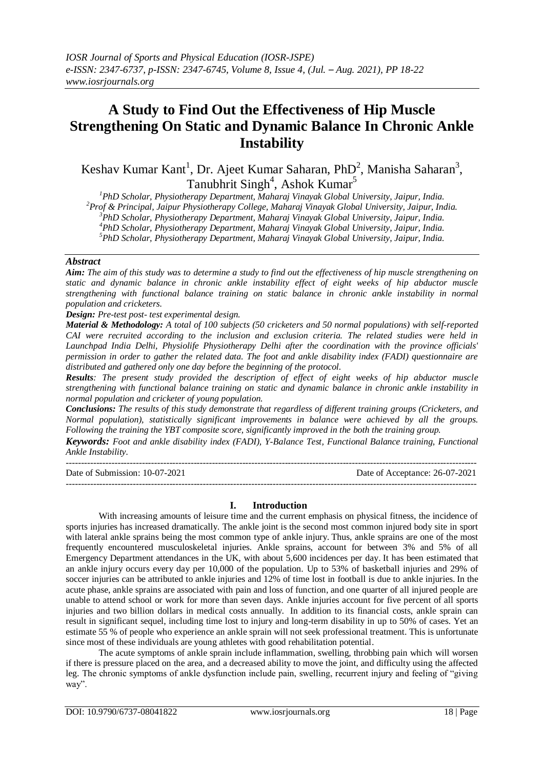# A Study to Find Out the Effectiveness of Hip Muscle Strengthening On Static and Dynamic Balance In Chronic Ankle Instability

Keshav Kumar Kant[1], Dr. Ajeet Kumar Saharan, PhD[2], Manisha Saharan[3], Tanubhrit Singh[4], Ashok Kumar[5]

[1]PhD Scholar, Physiotherapy Department, Maharaj Vinayak Global University, Jaipur, India.
[2]Prof & Principal, Jaipur Physiotherapy College, Maharaj Vinayak Global University, Jaipur, India.
[3]PhD Scholar, Physiotherapy Department, Maharaj Vinayak Global University, Jaipur, India.
[4]PhD Scholar, Physiotherapy Department, Maharaj Vinayak Global University, Jaipur, India.
[5]PhD Scholar, Physiotherapy Department, Maharaj Vinayak Global University, Jaipur, India.

## *Abstract*

***Aim:*** *The aim of this study was to determine a study to find out the effectiveness of hip muscle strengthening on static and dynamic balance in chronic ankle instability effect of eight weeks of hip abductor muscle strengthening with functional balance training on static balance in chronic ankle instability in normal population and cricketers.*

***Design:*** *Pre-test post- test experimental design.*

***Material & Methodology:*** *A total of 100 subjects (50 cricketers and 50 normal populations) with self-reported CAI were recruited according to the inclusion and exclusion criteria. The related studies were held in Launchpad India Delhi, Physiolife Physiotherapy Delhi after the coordination with the province officials' permission in order to gather the related data. The foot and ankle disability index (FADI) questionnaire are distributed and gathered only one day before the beginning of the protocol.*

***Results****: The present study provided the description of effect of eight weeks of hip abductor muscle strengthening with functional balance training on static and dynamic balance in chronic ankle instability in normal population and cricketer of young population.*

***Conclusions:*** *The results of this study demonstrate that regardless of different training groups (Cricketers, and Normal population), statistically significant improvements in balance were achieved by all the groups. Following the training the YBT composite score, significantly improved in the both the training group.*

***Keywords:*** *Foot and ankle disability index (FADI), Y-Balance Test, Functional Balance training, Functional Ankle Instability.*

---

Date of Submission: 10-07-2021 Date of Acceptance: 26-07-2021

---

## I. Introduction

With increasing amounts of leisure time and the current emphasis on physical fitness, the incidence of sports injuries has increased dramatically. The ankle joint is the second most common injured body site in sport with lateral ankle sprains being the most common type of ankle injury. Thus, ankle sprains are one of the most frequently encountered musculoskeletal injuries. Ankle sprains, account for between 3% and 5% of all Emergency Department attendances in the UK, with about 5,600 incidences per day. It has been estimated that an ankle injury occurs every day per 10,000 of the population. Up to 53% of basketball injuries and 29% of soccer injuries can be attributed to ankle injuries and 12% of time lost in football is due to ankle injuries. In the acute phase, ankle sprains are associated with pain and loss of function, and one quarter of all injured people are unable to attend school or work for more than seven days. Ankle injuries account for five percent of all sports injuries and two billion dollars in medical costs annually. In addition to its financial costs, ankle sprain can result in significant sequel, including time lost to injury and long-term disability in up to 50% of cases. Yet an estimate 55 % of people who experience an ankle sprain will not seek professional treatment. This is unfortunate since most of these individuals are young athletes with good rehabilitation potential.

The acute symptoms of ankle sprain include inflammation, swelling, throbbing pain which will worsen if there is pressure placed on the area, and a decreased ability to move the joint, and difficulty using the affected leg. The chronic symptoms of ankle dysfunction include pain, swelling, recurrent injury and feeling of "giving way".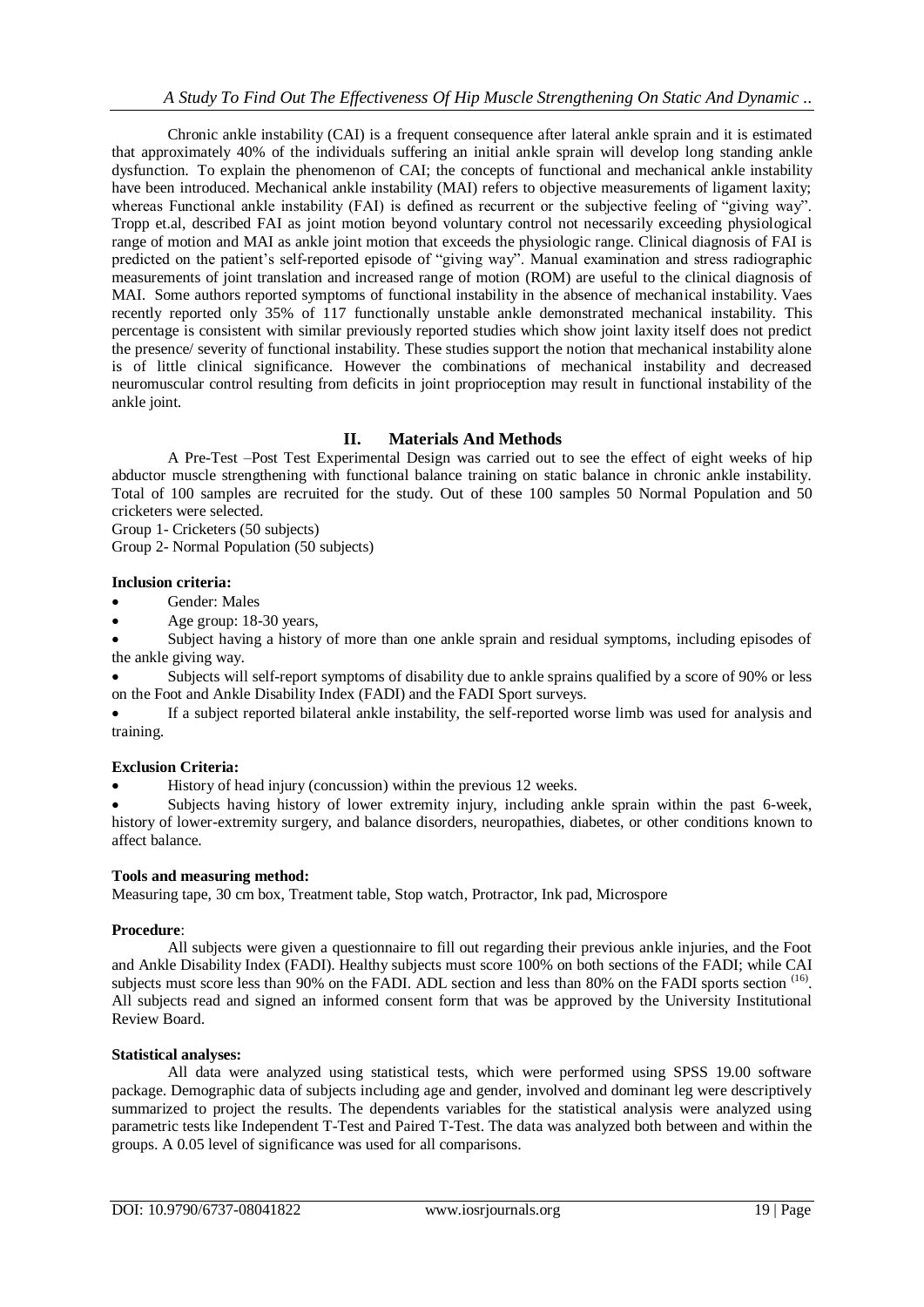Chronic ankle instability (CAI) is a frequent consequence after lateral ankle sprain and it is estimated that approximately 40% of the individuals suffering an initial ankle sprain will develop long standing ankle dysfunction. To explain the phenomenon of CAI; the concepts of functional and mechanical ankle instability have been introduced. Mechanical ankle instability (MAI) refers to objective measurements of ligament laxity; whereas Functional ankle instability (FAI) is defined as recurrent or the subjective feeling of "giving way". Tropp et.al, described FAI as joint motion beyond voluntary control not necessarily exceeding physiological range of motion and MAI as ankle joint motion that exceeds the physiologic range. Clinical diagnosis of FAI is predicted on the patient's self-reported episode of "giving way". Manual examination and stress radiographic measurements of joint translation and increased range of motion (ROM) are useful to the clinical diagnosis of MAI. Some authors reported symptoms of functional instability in the absence of mechanical instability. Vaes recently reported only 35% of 117 functionally unstable ankle demonstrated mechanical instability. This percentage is consistent with similar previously reported studies which show joint laxity itself does not predict the presence/ severity of functional instability. These studies support the notion that mechanical instability alone is of little clinical significance. However the combinations of mechanical instability and decreased neuromuscular control resulting from deficits in joint proprioception may result in functional instability of the ankle joint.

## II. Materials And Methods

A Pre-Test –Post Test Experimental Design was carried out to see the effect of eight weeks of hip abductor muscle strengthening with functional balance training on static balance in chronic ankle instability. Total of 100 samples are recruited for the study. Out of these 100 samples 50 Normal Population and 50 cricketers were selected.

Group 1- Cricketers (50 subjects)

Group 2- Normal Population (50 subjects)

**Inclusion criteria:**

- Gender: Males
- Age group: 18-30 years,
- Subject having a history of more than one ankle sprain and residual symptoms, including episodes of the ankle giving way.
- Subjects will self-report symptoms of disability due to ankle sprains qualified by a score of 90% or less on the Foot and Ankle Disability Index (FADI) and the FADI Sport surveys.
- If a subject reported bilateral ankle instability, the self-reported worse limb was used for analysis and training.

**Exclusion Criteria:**

- History of head injury (concussion) within the previous 12 weeks.
- Subjects having history of lower extremity injury, including ankle sprain within the past 6-week, history of lower-extremity surgery, and balance disorders, neuropathies, diabetes, or other conditions known to affect balance.

**Tools and measuring method:**

Measuring tape, 30 cm box, Treatment table, Stop watch, Protractor, Ink pad, Microspore

**Procedure**:

All subjects were given a questionnaire to fill out regarding their previous ankle injuries, and the Foot and Ankle Disability Index (FADI). Healthy subjects must score 100% on both sections of the FADI; while CAI subjects must score less than 90% on the FADI. ADL section and less than 80% on the FADI sports section [16]. All subjects read and signed an informed consent form that was be approved by the University Institutional Review Board.

**Statistical analyses:**

All data were analyzed using statistical tests, which were performed using SPSS 19.00 software package. Demographic data of subjects including age and gender, involved and dominant leg were descriptively summarized to project the results. The dependents variables for the statistical analysis were analyzed using parametric tests like Independent T-Test and Paired T-Test. The data was analyzed both between and within the groups. A 0.05 level of significance was used for all comparisons.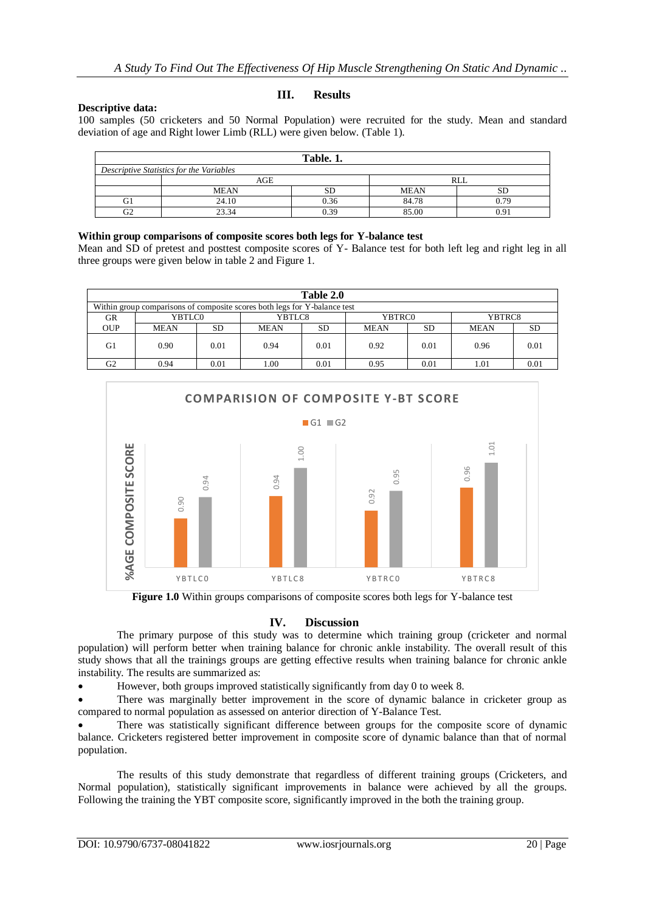## III. Results

**Descriptive data:**

100 samples (50 cricketers and 50 Normal Population) were recruited for the study. Mean and standard deviation of age and Right lower Limb (RLL) were given below. (Table 1).

**Table. 1.**

*Descriptive Statistics for the Variables*

| | AGE | | RLL | |
|---|---|---|---|---|
| | MEAN | SD | MEAN | SD |
| G1 | 24.10 | 0.36 | 84.78 | 0.79 |
| G2 | 23.34 | 0.39 | 85.00 | 0.91 |

**Within group comparisons of composite scores both legs for Y-balance test**

Mean and SD of pretest and posttest composite scores of Y- Balance test for both left leg and right leg in all three groups were given below in table 2 and Figure 1.

**Table 2.0**

Within group comparisons of composite scores both legs for Y-balance test

| GR | YBTLC0 | | YBTLC8 | | YBTRC0 | | YBTRC8 | |
|---|---|---|---|---|---|---|---|---|
| OUP | MEAN | SD | MEAN | SD | MEAN | SD | MEAN | SD |
| G1 | 0.90 | 0.01 | 0.94 | 0.01 | 0.92 | 0.01 | 0.96 | 0.01 |
| G2 | 0.94 | 0.01 | 1.00 | 0.01 | 0.95 | 0.01 | 1.01 | 0.01 |

**Figure 1.0** Within groups comparisons of composite scores both legs for Y-balance test

## IV. Discussion

The primary purpose of this study was to determine which training group (cricketer and normal population) will perform better when training balance for chronic ankle instability. The overall result of this study shows that all the trainings groups are getting effective results when training balance for chronic ankle instability. The results are summarized as:

- However, both groups improved statistically significantly from day 0 to week 8.
- There was marginally better improvement in the score of dynamic balance in cricketer group as compared to normal population as assessed on anterior direction of Y-Balance Test.
- There was statistically significant difference between groups for the composite score of dynamic balance. Cricketers registered better improvement in composite score of dynamic balance than that of normal population.

The results of this study demonstrate that regardless of different training groups (Cricketers, and Normal population), statistically significant improvements in balance were achieved by all the groups. Following the training the YBT composite score, significantly improved in the both the training group.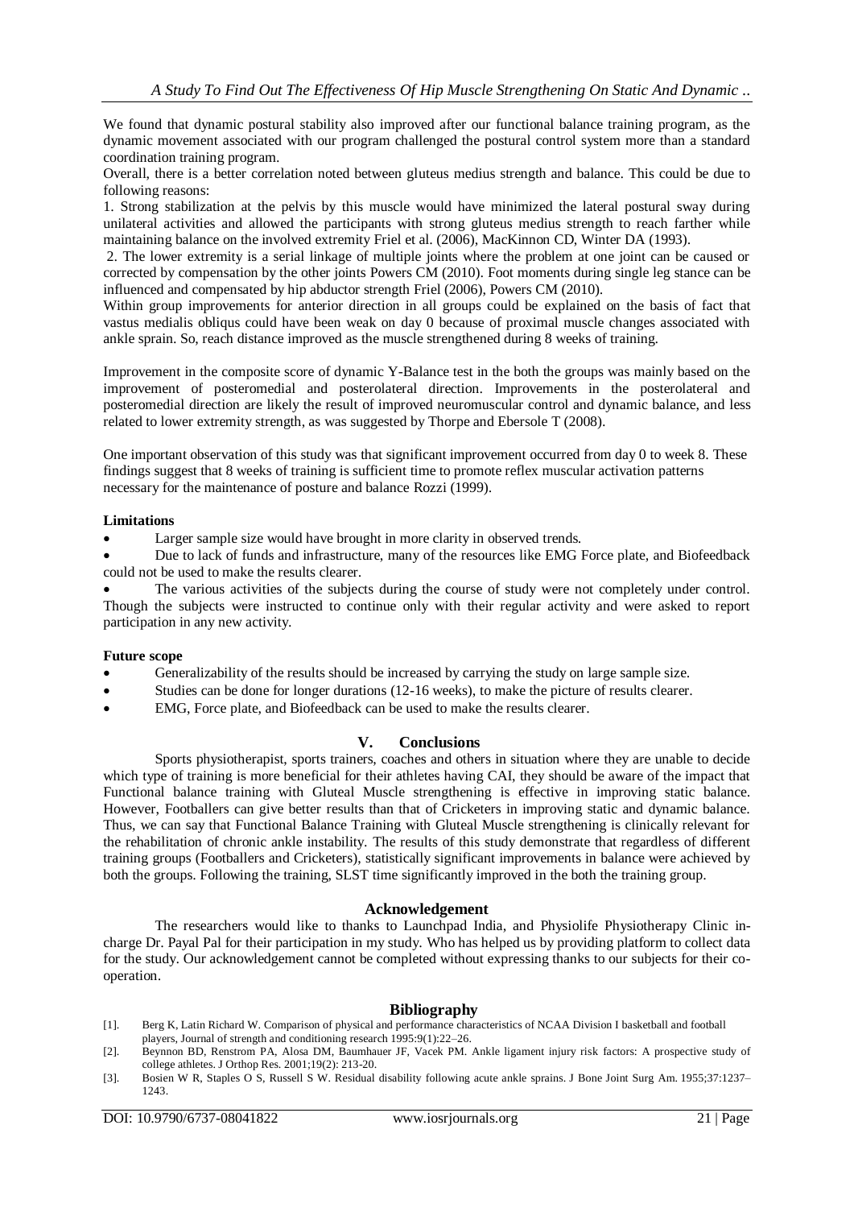We found that dynamic postural stability also improved after our functional balance training program, as the dynamic movement associated with our program challenged the postural control system more than a standard coordination training program.

Overall, there is a better correlation noted between gluteus medius strength and balance. This could be due to following reasons:

1. Strong stabilization at the pelvis by this muscle would have minimized the lateral postural sway during unilateral activities and allowed the participants with strong gluteus medius strength to reach farther while maintaining balance on the involved extremity Friel et al. (2006), MacKinnon CD, Winter DA (1993).
2. The lower extremity is a serial linkage of multiple joints where the problem at one joint can be caused or corrected by compensation by the other joints Powers CM (2010). Foot moments during single leg stance can be influenced and compensated by hip abductor strength Friel (2006), Powers CM (2010).

Within group improvements for anterior direction in all groups could be explained on the basis of fact that vastus medialis obliqus could have been weak on day 0 because of proximal muscle changes associated with ankle sprain. So, reach distance improved as the muscle strengthened during 8 weeks of training.

Improvement in the composite score of dynamic Y-Balance test in the both the groups was mainly based on the improvement of posteromedial and posterolateral direction. Improvements in the posterolateral and posteromedial direction are likely the result of improved neuromuscular control and dynamic balance, and less related to lower extremity strength, as was suggested by Thorpe and Ebersole T (2008).

One important observation of this study was that significant improvement occurred from day 0 to week 8. These findings suggest that 8 weeks of training is sufficient time to promote reflex muscular activation patterns necessary for the maintenance of posture and balance Rozzi (1999).

**Limitations**

- Larger sample size would have brought in more clarity in observed trends.
- Due to lack of funds and infrastructure, many of the resources like EMG Force plate, and Biofeedback could not be used to make the results clearer.
- The various activities of the subjects during the course of study were not completely under control. Though the subjects were instructed to continue only with their regular activity and were asked to report participation in any new activity.

**Future scope**

- Generalizability of the results should be increased by carrying the study on large sample size.
- Studies can be done for longer durations (12-16 weeks), to make the picture of results clearer.
- EMG, Force plate, and Biofeedback can be used to make the results clearer.

## V. Conclusions

Sports physiotherapist, sports trainers, coaches and others in situation where they are unable to decide which type of training is more beneficial for their athletes having CAI, they should be aware of the impact that Functional balance training with Gluteal Muscle strengthening is effective in improving static balance. However, Footballers can give better results than that of Cricketers in improving static and dynamic balance. Thus, we can say that Functional Balance Training with Gluteal Muscle strengthening is clinically relevant for the rehabilitation of chronic ankle instability. The results of this study demonstrate that regardless of different training groups (Footballers and Cricketers), statistically significant improvements in balance were achieved by both the groups. Following the training, SLST time significantly improved in the both the training group.

## Acknowledgement

The researchers would like to thanks to Launchpad India, and Physiolife Physiotherapy Clinic in-charge Dr. Payal Pal for their participation in my study. Who has helped us by providing platform to collect data for the study. Our acknowledgement cannot be completed without expressing thanks to our subjects for their co-operation.

## Bibliography

[1]. Berg K, Latin Richard W. Comparison of physical and performance characteristics of NCAA Division I basketball and football players, Journal of strength and conditioning research 1995:9(1):22–26.

[2]. Beynnon BD, Renstrom PA, Alosa DM, Baumhauer JF, Vacek PM. Ankle ligament injury risk factors: A prospective study of college athletes. J Orthop Res. 2001;19(2): 213-20.

[3]. Bosien W R, Staples O S, Russell S W. Residual disability following acute ankle sprains. J Bone Joint Surg Am. 1955;37:1237–1243.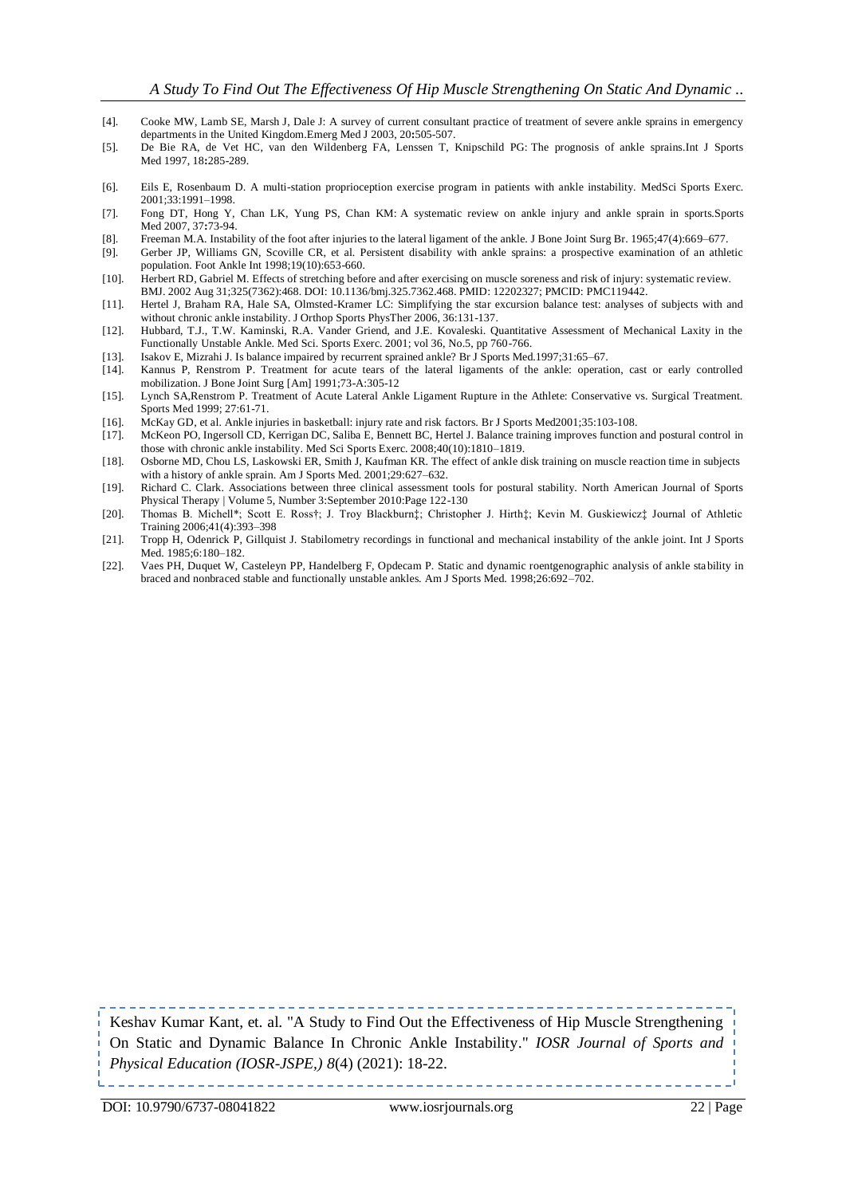[4]. Cooke MW, Lamb SE, Marsh J, Dale J: A survey of current consultant practice of treatment of severe ankle sprains in emergency departments in the United Kingdom.Emerg Med J 2003, 20**:**505-507.

[5]. De Bie RA, de Vet HC, van den Wildenberg FA, Lenssen T, Knipschild PG: The prognosis of ankle sprains.Int J Sports Med 1997, 18**:**285-289.

[6]. Eils E, Rosenbaum D. A multi-station proprioception exercise program in patients with ankle instability. MedSci Sports Exerc. 2001;33:1991–1998.

[7]. Fong DT, Hong Y, Chan LK, Yung PS, Chan KM: A systematic review on ankle injury and ankle sprain in sports.Sports Med 2007, 37**:**73-94.

[8]. Freeman M.A. Instability of the foot after injuries to the lateral ligament of the ankle. J Bone Joint Surg Br. 1965;47(4):669–677.

[9]. Gerber JP, Williams GN, Scoville CR, et al. Persistent disability with ankle sprains: a prospective examination of an athletic population. Foot Ankle Int 1998;19(10):653-660.

[10]. Herbert RD, Gabriel M. Effects of stretching before and after exercising on muscle soreness and risk of injury: systematic review. BMJ. 2002 Aug 31;325(7362):468. DOI: 10.1136/bmj.325.7362.468. PMID: 12202327; PMCID: PMC119442.

[11]. Hertel J, Braham RA, Hale SA, Olmsted-Kramer LC: Simplifying the star excursion balance test: analyses of subjects with and without chronic ankle instability. J Orthop Sports PhysTher 2006, 36:131-137.

[12]. Hubbard, T.J., T.W. Kaminski, R.A. Vander Griend, and J.E. Kovaleski. Quantitative Assessment of Mechanical Laxity in the Functionally Unstable Ankle. Med Sci. Sports Exerc. 2001; vol 36, No.5, pp 760-766.

[13]. Isakov E, Mizrahi J. Is balance impaired by recurrent sprained ankle? Br J Sports Med.1997;31:65–67.

[14]. Kannus P, Renstrom P. Treatment for acute tears of the lateral ligaments of the ankle: operation, cast or early controlled mobilization. J Bone Joint Surg [Am] 1991;73-A:305-12

[15]. Lynch SA,Renstrom P. Treatment of Acute Lateral Ankle Ligament Rupture in the Athlete: Conservative vs. Surgical Treatment. Sports Med 1999; 27:61-71.

[16]. McKay GD, et al. Ankle injuries in basketball: injury rate and risk factors. Br J Sports Med2001;35:103-108.

[17]. McKeon PO, Ingersoll CD, Kerrigan DC, Saliba E, Bennett BC, Hertel J. Balance training improves function and postural control in those with chronic ankle instability. Med Sci Sports Exerc. 2008;40(10):1810–1819.

[18]. Osborne MD, Chou LS, Laskowski ER, Smith J, Kaufman KR. The effect of ankle disk training on muscle reaction time in subjects with a history of ankle sprain. Am J Sports Med. 2001;29:627–632.

[19]. Richard C. Clark. Associations between three clinical assessment tools for postural stability. North American Journal of Sports Physical Therapy | Volume 5, Number 3:September 2010:Page 122-130

[20]. Thomas B. Michell*; Scott E. Ross†; J. Troy Blackburn‡; Christopher J. Hirth‡; Kevin M. Guskiewicz‡ Journal of Athletic Training 2006;41(4):393–398

[21]. Tropp H, Odenrick P, Gillquist J. Stabilometry recordings in functional and mechanical instability of the ankle joint. Int J Sports Med. 1985;6:180–182.

[22]. Vaes PH, Duquet W, Casteleyn PP, Handelberg F, Opdecam P. Static and dynamic roentgenographic analysis of ankle stability in braced and nonbraced stable and functionally unstable ankles. Am J Sports Med. 1998;26:692–702.

Keshav Kumar Kant, et. al. "A Study to Find Out the Effectiveness of Hip Muscle Strengthening On Static and Dynamic Balance In Chronic Ankle Instability." *IOSR Journal of Sports and Physical Education (IOSR-JSPE,) 8*(4) (2021): 18-22.